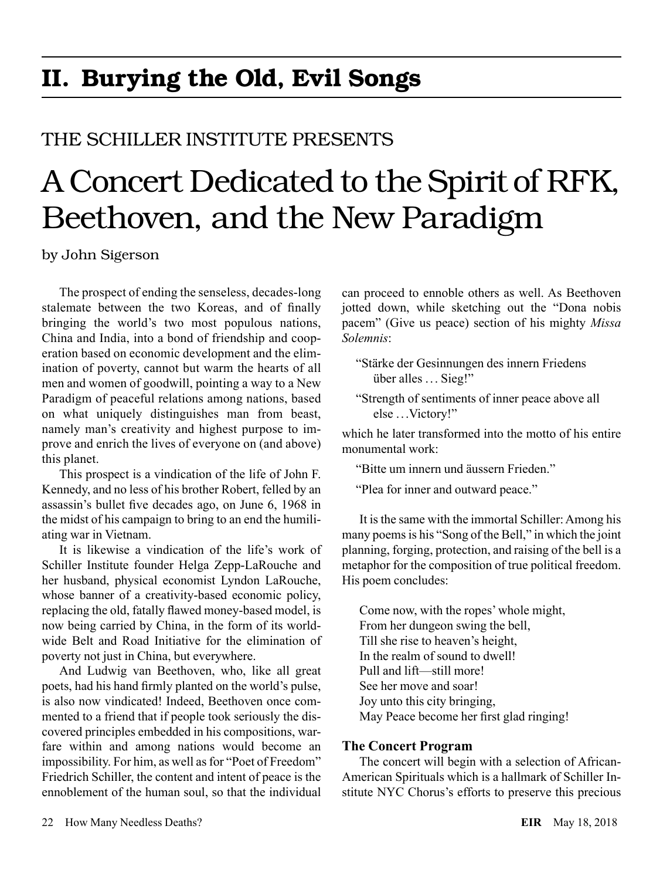## II. Burying the Old, Evil Songs

THE SCHILLER INSTITUTE PRESENTS

# A Concert Dedicated to the Spirit of RFK, Beethoven, and the New Paradigm

by John Sigerson

The prospect of ending the senseless, decades-long stalemate between the two Koreas, and of finally bringing the world's two most populous nations, China and India, into a bond of friendship and cooperation based on economic development and the elimination of poverty, cannot but warm the hearts of all men and women of goodwill, pointing a way to a New Paradigm of peaceful relations among nations, based on what uniquely distinguishes man from beast, namely man's creativity and highest purpose to improve and enrich the lives of everyone on (and above) this planet.

This prospect is a vindication of the life of John F. Kennedy, and no less of his brother Robert, felled by an assassin's bullet five decades ago, on June 6, 1968 in the midst of his campaign to bring to an end the humiliating war in Vietnam.

It is likewise a vindication of the life's work of Schiller Institute founder Helga Zepp-LaRouche and her husband, physical economist Lyndon LaRouche, whose banner of a creativity-based economic policy, replacing the old, fatally flawed money-based model, is now being carried by China, in the form of its worldwide Belt and Road Initiative for the elimination of poverty not just in China, but everywhere.

And Ludwig van Beethoven, who, like all great poets, had his hand firmly planted on the world's pulse, is also now vindicated! Indeed, Beethoven once commented to a friend that if people took seriously the discovered principles embedded in his compositions, warfare within and among nations would become an impossibility. For him, as well as for "Poet of Freedom" Friedrich Schiller, the content and intent of peace is the ennoblement of the human soul, so that the individual can proceed to ennoble others as well. As Beethoven jotted down, while sketching out the "Dona nobis pacem" (Give us peace) section of his mighty *Missa Solemnis*:

> "Stärke der Gesinnungen des innern Friedens über alles … Sieg!"
>
> "Strength of sentiments of inner peace above all else …Victory!"

which he later transformed into the motto of his entire monumental work:

> "Bitte um innern und äussern Frieden."
>
> "Plea for inner and outward peace."

It is the same with the immortal Schiller: Among his many poems is his "Song of the Bell," in which the joint planning, forging, protection, and raising of the bell is a metaphor for the composition of true political freedom. His poem concludes:

> Come now, with the ropes' whole might,
> From her dungeon swing the bell,
> Till she rise to heaven's height,
> In the realm of sound to dwell!
> Pull and lift—still more!
> See her move and soar!
> Joy unto this city bringing,
> May Peace become her first glad ringing!

### The Concert Program

The concert will begin with a selection of African-American Spirituals which is a hallmark of Schiller Institute NYC Chorus's efforts to preserve this precious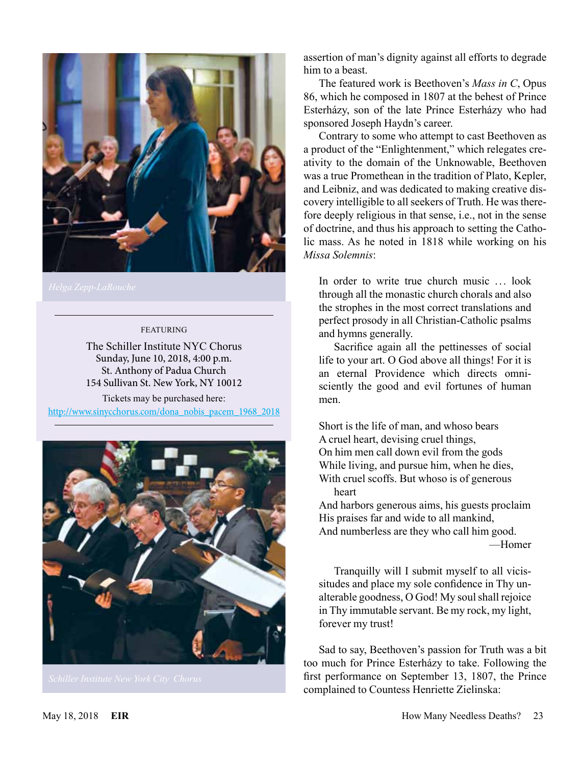Helga Zepp-LaRouche

FEATURING

The Schiller Institute NYC Chorus
Sunday, June 10, 2018, 4:00 p.m.
St. Anthony of Padua Church
154 Sullivan St. New York, NY 10012

Tickets may be purchased here:
http://www.sinycchorus.com/dona_nobis_pacem_1968_2018

Schiller Institute New York City Chorus

assertion of man's dignity against all efforts to degrade him to a beast.

The featured work is Beethoven's *Mass in C*, Opus 86, which he composed in 1807 at the behest of Prince Esterházy, son of the late Prince Esterházy who had sponsored Joseph Haydn's career.

Contrary to some who attempt to cast Beethoven as a product of the "Enlightenment," which relegates creativity to the domain of the Unknowable, Beethoven was a true Promethean in the tradition of Plato, Kepler, and Leibniz, and was dedicated to making creative discovery intelligible to all seekers of Truth. He was therefore deeply religious in that sense, i.e., not in the sense of doctrine, and thus his approach to setting the Catholic mass. As he noted in 1818 while working on his *Missa Solemnis*:

> In order to write true church music … look through all the monastic church chorals and also the strophes in the most correct translations and perfect prosody in all Christian-Catholic psalms and hymns generally.
>
> Sacrifice again all the pettinesses of social life to your art. O God above all things! For it is an eternal Providence which directs omnisciently the good and evil fortunes of human men.
>
> Short is the life of man, and whoso bears
> A cruel heart, devising cruel things,
> On him men call down evil from the gods
> While living, and pursue him, when he dies,
> With cruel scoffs. But whoso is of generous heart
> And harbors generous aims, his guests proclaim
> His praises far and wide to all mankind,
> And numberless are they who call him good.
> —Homer
>
> Tranquilly will I submit myself to all vicissitudes and place my sole confidence in Thy unalterable goodness, O God! My soul shall rejoice in Thy immutable servant. Be my rock, my light, forever my trust!

Sad to say, Beethoven's passion for Truth was a bit too much for Prince Esterházy to take. Following the first performance on September 13, 1807, the Prince complained to Countess Henriette Zielinska: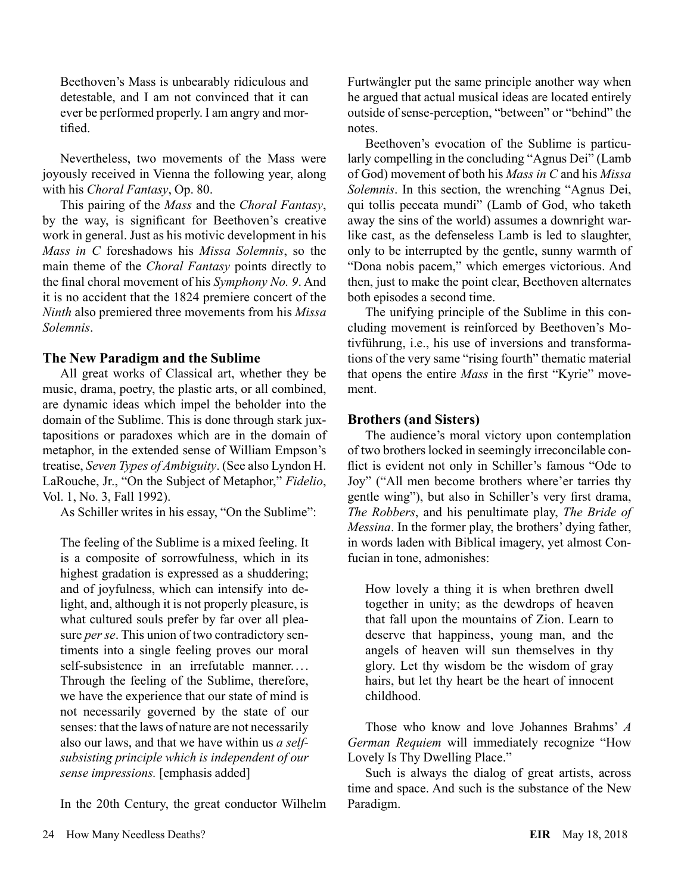> Beethoven's Mass is unbearably ridiculous and detestable, and I am not convinced that it can ever be performed properly. I am angry and mortified.

Nevertheless, two movements of the Mass were joyously received in Vienna the following year, along with his *Choral Fantasy*, Op. 80.

This pairing of the *Mass* and the *Choral Fantasy*, by the way, is significant for Beethoven's creative work in general. Just as his motivic development in his *Mass in C* foreshadows his *Missa Solemnis*, so the main theme of the *Choral Fantasy* points directly to the final choral movement of his *Symphony No. 9*. And it is no accident that the 1824 premiere concert of the *Ninth* also premiered three movements from his *Missa Solemnis*.

## The New Paradigm and the Sublime

All great works of Classical art, whether they be music, drama, poetry, the plastic arts, or all combined, are dynamic ideas which impel the beholder into the domain of the Sublime. This is done through stark juxtapositions or paradoxes which are in the domain of metaphor, in the extended sense of William Empson's treatise, *Seven Types of Ambiguity*. (See also Lyndon H. LaRouche, Jr., "On the Subject of Metaphor," *Fidelio*, Vol. 1, No. 3, Fall 1992).

As Schiller writes in his essay, "On the Sublime":

> The feeling of the Sublime is a mixed feeling. It is a composite of sorrowfulness, which in its highest gradation is expressed as a shuddering; and of joyfulness, which can intensify into delight, and, although it is not properly pleasure, is what cultured souls prefer by far over all pleasure *per se*. This union of two contradictory sentiments into a single feeling proves our moral self-subsistence in an irrefutable manner.... Through the feeling of the Sublime, therefore, we have the experience that our state of mind is not necessarily governed by the state of our senses: that the laws of nature are not necessarily also our laws, and that we have within us *a self-subsisting principle which is independent of our sense impressions.* [emphasis added]

In the 20th Century, the great conductor Wilhelm Furtwängler put the same principle another way when he argued that actual musical ideas are located entirely outside of sense-perception, "between" or "behind" the notes.

Beethoven's evocation of the Sublime is particularly compelling in the concluding "Agnus Dei" (Lamb of God) movement of both his *Mass in C* and his *Missa Solemnis*. In this section, the wrenching "Agnus Dei, qui tollis peccata mundi" (Lamb of God, who taketh away the sins of the world) assumes a downright warlike cast, as the defenseless Lamb is led to slaughter, only to be interrupted by the gentle, sunny warmth of "Dona nobis pacem," which emerges victorious. And then, just to make the point clear, Beethoven alternates both episodes a second time.

The unifying principle of the Sublime in this concluding movement is reinforced by Beethoven's Motivführung, i.e., his use of inversions and transformations of the very same "rising fourth" thematic material that opens the entire *Mass* in the first "Kyrie" movement.

## Brothers (and Sisters)

The audience's moral victory upon contemplation of two brothers locked in seemingly irreconcilable conflict is evident not only in Schiller's famous "Ode to Joy" ("All men become brothers where'er tarries thy gentle wing"), but also in Schiller's very first drama, *The Robbers*, and his penultimate play, *The Bride of Messina*. In the former play, the brothers' dying father, in words laden with Biblical imagery, yet almost Confucian in tone, admonishes:

> How lovely a thing it is when brethren dwell together in unity; as the dewdrops of heaven that fall upon the mountains of Zion. Learn to deserve that happiness, young man, and the angels of heaven will sun themselves in thy glory. Let thy wisdom be the wisdom of gray hairs, but let thy heart be the heart of innocent childhood.

Those who know and love Johannes Brahms' *A German Requiem* will immediately recognize "How Lovely Is Thy Dwelling Place."

Such is always the dialog of great artists, across time and space. And such is the substance of the New Paradigm.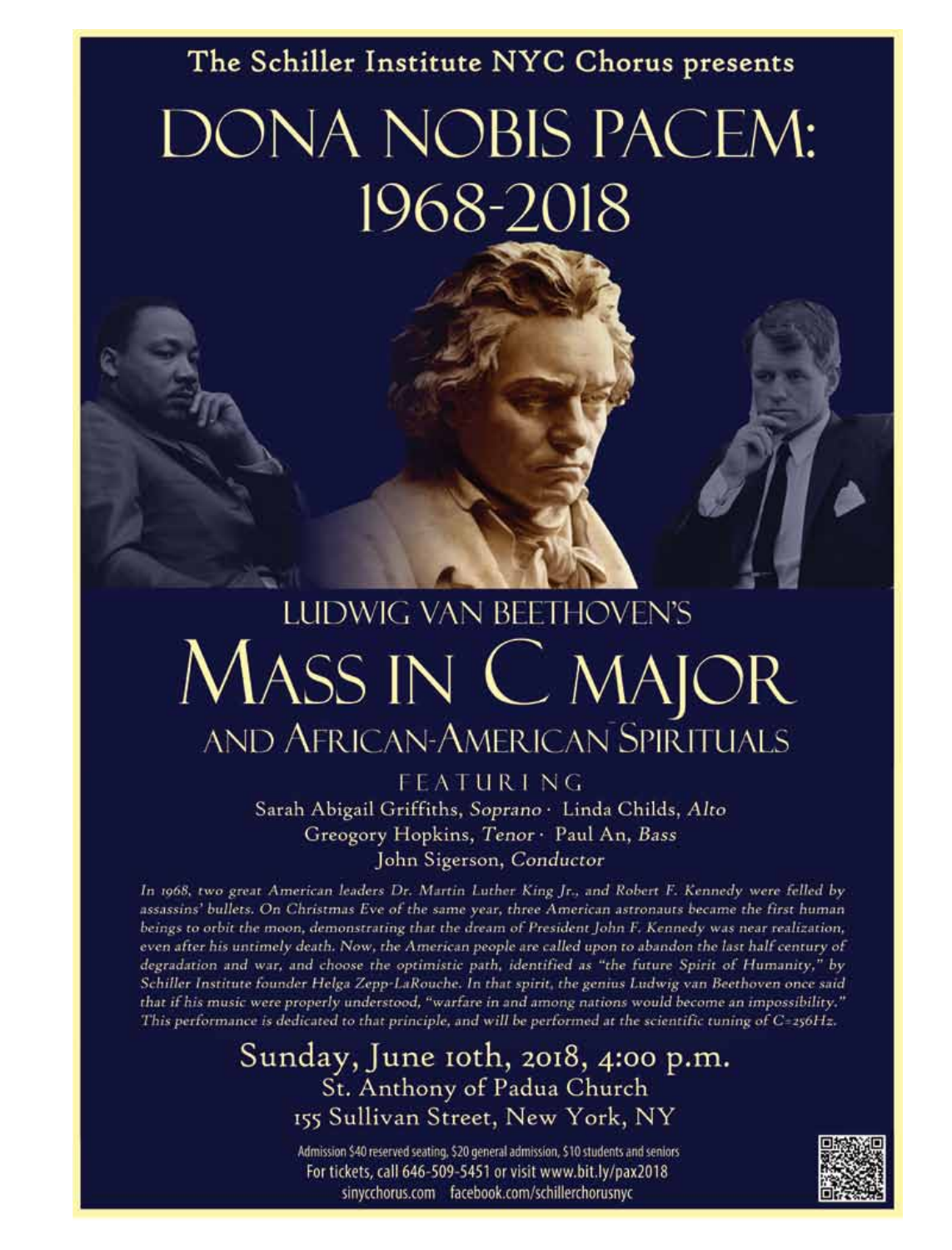The Schiller Institute NYC Chorus presents

# DONA NOBIS PACEM: 1968-2018

## LUDWIG VAN BEETHOVEN'S

# MASS IN C MAJOR

## AND AFRICAN-AMERICAN SPIRITUALS

FEATURING

Sarah Abigail Griffiths, *Soprano* · Linda Childs, *Alto*
Greogory Hopkins, *Tenor* · Paul An, *Bass*
John Sigerson, *Conductor*

*In 1968, two great American leaders Dr. Martin Luther King Jr., and Robert F. Kennedy were felled by assassins' bullets. On Christmas Eve of the same year, three American astronauts became the first human beings to orbit the moon, demonstrating that the dream of President John F. Kennedy was near realization, even after his untimely death. Now, the American people are called upon to abandon the last half century of degradation and war, and choose the optimistic path, identified as "the future Spirit of Humanity," by Schiller Institute founder Helga Zepp-LaRouche. In that spirit, the genius Ludwig van Beethoven once said that if his music were properly understood, "warfare in and among nations would become an impossibility." This performance is dedicated to that principle, and will be performed at the scientific tuning of C=256Hz.*

## Sunday, June 10th, 2018, 4:00 p.m.

St. Anthony of Padua Church
155 Sullivan Street, New York, NY

Admission $40 reserved seating, $20 general admission, $10 students and seniors
For tickets, call 646-509-5451 or visit www.bit.ly/pax2018
sinycchorus.com facebook.com/schillerchorusnyc